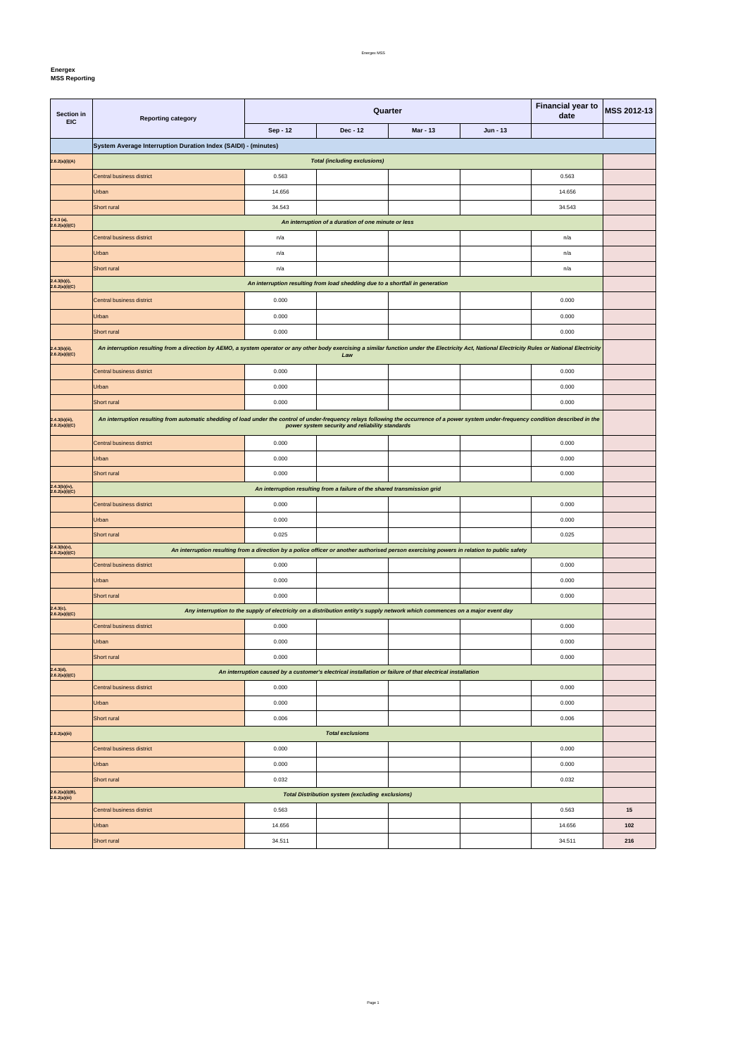**Energex**
**MSS Reporting**

| Section in EIC | Reporting category | Quarter | | | | Financial year to date | MSS 2012-13 |
|---|---|---|---|---|---|---|---|
| | | Sep - 12 | Dec - 12 | Mar - 13 | Jun - 13 | | |
| | **System Average Interruption Duration Index (SAIDI) - (minutes)** | | | | | | |
| **2.6.2(a)(i)(A)** | ***Total (including exclusions)*** | | | | | | |
| | Central business district | 0.563 | | | | 0.563 | |
| | Urban | 14.656 | | | | 14.656 | |
| | Short rural | 34.543 | | | | 34.543 | |
| **2.4.3 (a), 2.6.2(a)(i)(C)** | ***An interruption of a duration of one minute or less*** | | | | | | |
| | Central business district | n/a | | | | n/a | |
| | Urban | n/a | | | | n/a | |
| | Short rural | n/a | | | | n/a | |
| **2.4.3(b)(i), 2.6.2(a)(i)(C)** | ***An interruption resulting from load shedding due to a shortfall in generation*** | | | | | | |
| | Central business district | 0.000 | | | | 0.000 | |
| | Urban | 0.000 | | | | 0.000 | |
| | Short rural | 0.000 | | | | 0.000 | |
| **2.4.3(b)(ii), 2.6.2(a)(i)(C)** | ***An interruption resulting from a direction by AEMO, a system operator or any other body exercising a similar function under the Electricity Act, National Electricity Rules or National Electricity Law*** | | | | | | |
| | Central business district | 0.000 | | | | 0.000 | |
| | Urban | 0.000 | | | | 0.000 | |
| | Short rural | 0.000 | | | | 0.000 | |
| **2.4.3(b)(iii), 2.6.2(a)(i)(C)** | ***An interruption resulting from automatic shedding of load under the control of under-frequency relays following the occurrence of a power system under-frequency condition described in the power system security and reliability standards*** | | | | | | |
| | Central business district | 0.000 | | | | 0.000 | |
| | Urban | 0.000 | | | | 0.000 | |
| | Short rural | 0.000 | | | | 0.000 | |
| **2.4.3(b)(iv), 2.6.2(a)(i)(C)** | ***An interruption resulting from a failure of the shared transmission grid*** | | | | | | |
| | Central business district | 0.000 | | | | 0.000 | |
| | Urban | 0.000 | | | | 0.000 | |
| | Short rural | 0.025 | | | | 0.025 | |
| **2.4.3(b)(v), 2.6.2(a)(i)(C)** | ***An interruption resulting from a direction by a police officer or another authorised person exercising powers in relation to public safety*** | | | | | | |
| | Central business district | 0.000 | | | | 0.000 | |
| | Urban | 0.000 | | | | 0.000 | |
| | Short rural | 0.000 | | | | 0.000 | |
| **2.4.3(c), 2.6.2(a)(i)(C)** | ***Any interruption to the supply of electricity on a distribution entity's supply network which commences on a major event day*** | | | | | | |
| | Central business district | 0.000 | | | | 0.000 | |
| | Urban | 0.000 | | | | 0.000 | |
| | Short rural | 0.000 | | | | 0.000 | |
| **2.4.3(d), 2.6.2(a)(i)(C)** | ***An interruption caused by a customer's electrical installation or failure of that electrical installation*** | | | | | | |
| | Central business district | 0.000 | | | | 0.000 | |
| | Urban | 0.000 | | | | 0.000 | |
| | Short rural | 0.006 | | | | 0.006 | |
| **2.6.2(a)(iii)** | ***Total exclusions*** | | | | | | |
| | Central business district | 0.000 | | | | 0.000 | |
| | Urban | 0.000 | | | | 0.000 | |
| | Short rural | 0.032 | | | | 0.032 | |
| **2.6.2(a)(i)(B), 2.6.2(a)(iii)** | ***Total Distribution system (excluding exclusions)*** | | | | | | |
| | Central business district | 0.563 | | | | 0.563 | **15** |
| | Urban | 14.656 | | | | 14.656 | **102** |
| | Short rural | 34.511 | | | | 34.511 | **216** |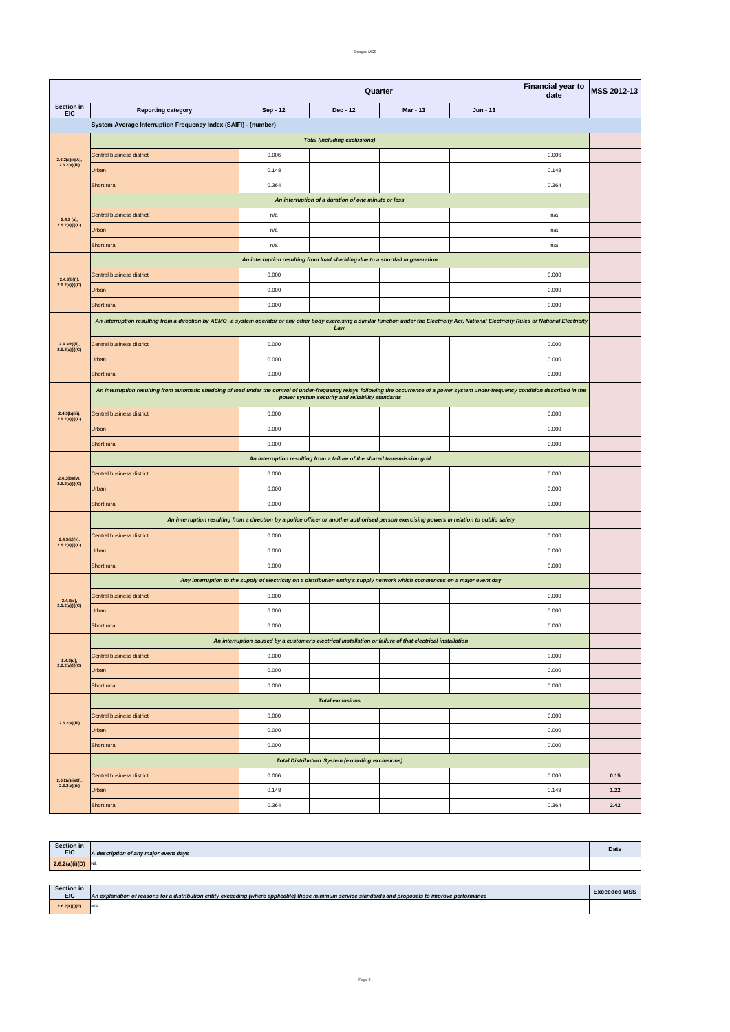| Section in EIC | Reporting category | Quarter | | | | Financial year to date | MSS 2012-13 |
|---|---|---|---|---|---|---|---|
| | | Sep - 12 | Dec - 12 | Mar - 13 | Jun - 13 | | |
| | **System Average Interruption Frequency Index (SAIFI) - (number)** | | | | | | |
| | ***Total (including exclusions)*** | | | | | | |
| 2.6.2(a)(i)(A), 2.6.2(a)(iii) | Central business district | 0.006 | | | | 0.006 | |
| | Urban | 0.148 | | | | 0.148 | |
| | Short rural | 0.364 | | | | 0.364 | |
| | ***An interruption of a duration of one minute or less*** | | | | | | |
| 2.4.3 (a), 2.6.2(a)(i)(C) | Central business district | n/a | | | | n/a | |
| | Urban | n/a | | | | n/a | |
| | Short rural | n/a | | | | n/a | |
| | ***An interruption resulting from load shedding due to a shortfall in generation*** | | | | | | |
| 2.4.3(b)(i), 2.6.2(a)(i)(C) | Central business district | 0.000 | | | | 0.000 | |
| | Urban | 0.000 | | | | 0.000 | |
| | Short rural | 0.000 | | | | 0.000 | |
| | ***An interruption resulting from a direction by AEMO, a system operator or any other body exercising a similar function under the Electricity Act, National Electricity Rules or National Electricity Law*** | | | | | | |
| 2.4.3(b)(ii), 2.6.2(a)(i)(C) | Central business district | 0.000 | | | | 0.000 | |
| | Urban | 0.000 | | | | 0.000 | |
| | Short rural | 0.000 | | | | 0.000 | |
| | ***An interruption resulting from automatic shedding of load under the control of under-frequency relays following the occurrence of a power system under-frequency condition described in the power system security and reliability standards*** | | | | | | |
| 2.4.3(b)(iii), 2.6.2(a)(i)(C) | Central business district | 0.000 | | | | 0.000 | |
| | Urban | 0.000 | | | | 0.000 | |
| | Short rural | 0.000 | | | | 0.000 | |
| | ***An interruption resulting from a failure of the shared transmission grid*** | | | | | | |
| 2.4.3(b)(iv), 2.6.2(a)(i)(C) | Central business district | 0.000 | | | | 0.000 | |
| | Urban | 0.000 | | | | 0.000 | |
| | Short rural | 0.000 | | | | 0.000 | |
| | ***An interruption resulting from a direction by a police officer or another authorised person exercising powers in relation to public safety*** | | | | | | |
| 2.4.3(b)(v), 2.6.2(a)(i)(C) | Central business district | 0.000 | | | | 0.000 | |
| | Urban | 0.000 | | | | 0.000 | |
| | Short rural | 0.000 | | | | 0.000 | |
| | ***Any interruption to the supply of electricity on a distribution entity's supply network which commences on a major event day*** | | | | | | |
| 2.4.3(c), 2.6.2(a)(i)(C) | Central business district | 0.000 | | | | 0.000 | |
| | Urban | 0.000 | | | | 0.000 | |
| | Short rural | 0.000 | | | | 0.000 | |
| | ***An interruption caused by a customer's electrical installation or failure of that electrical installation*** | | | | | | |
| 2.4.3(d), 2.6.2(a)(i)(C) | Central business district | 0.000 | | | | 0.000 | |
| | Urban | 0.000 | | | | 0.000 | |
| | Short rural | 0.000 | | | | 0.000 | |
| | ***Total exclusions*** | | | | | | |
| 2.6.2(a)(iii) | Central business district | 0.000 | | | | 0.000 | |
| | Urban | 0.000 | | | | 0.000 | |
| | Short rural | 0.000 | | | | 0.000 | |
| | ***Total Distribution System (excluding exclusions)*** | | | | | | |
| 2.6.2(a)(i)(B), 2.6.2(a)(iii) | Central business district | 0.006 | | | | 0.006 | **0.15** |
| | Urban | 0.148 | | | | 0.148 | **1.22** |
| | Short rural | 0.364 | | | | 0.364 | **2.42** |

| Section in EIC | *A description of any major event days* | Date |
|---|---|---|
| **2.6.2(a)(i)(D)** | Nil. | |

| Section in EIC | *An explanation of reasons for a distribution entity exceeding (where applicable) those minimum service standards and proposals to improve performance* | Exceeded MSS |
|---|---|---|
| **2.6.2(a)(i)(E)** | N/A | |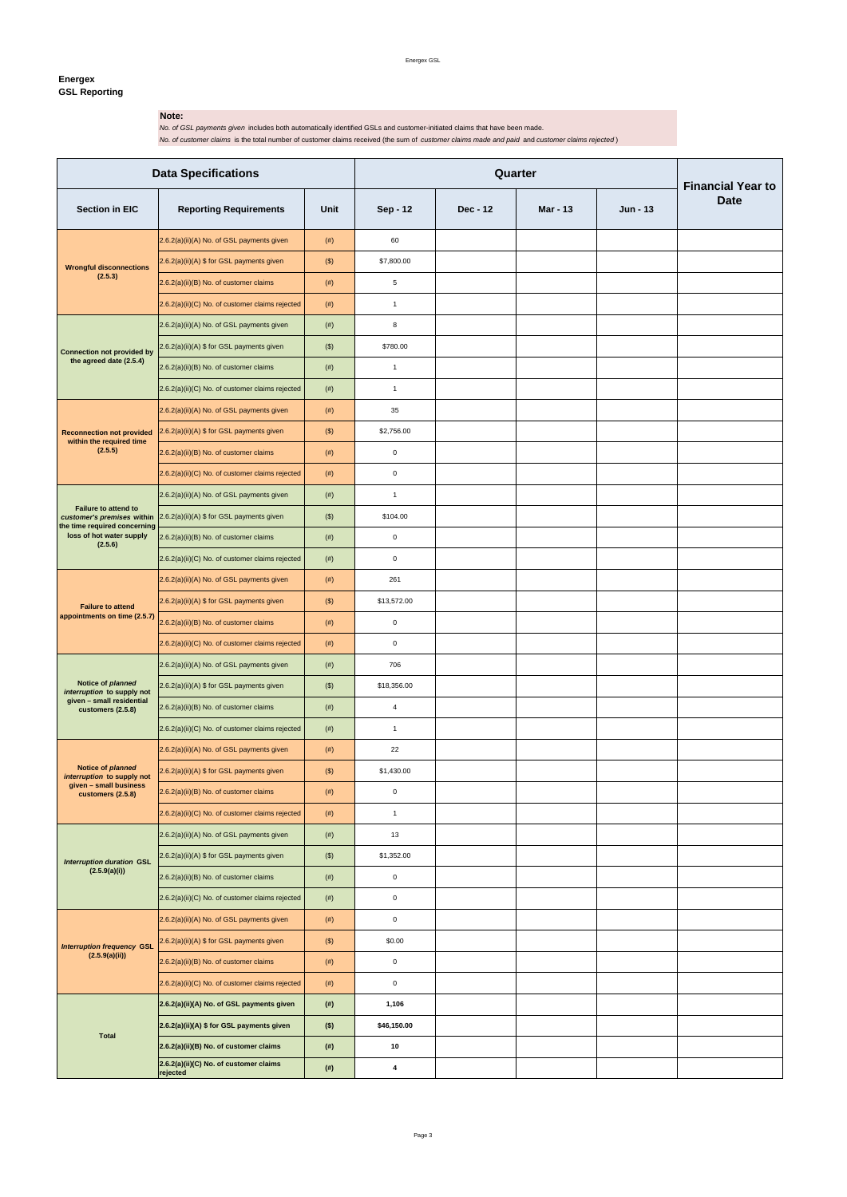**Energex**
**GSL Reporting**

**Note:**
*No. of GSL payments given* includes both automatically identified GSLs and customer-initiated claims that have been made.
*No. of customer claims* is the total number of customer claims received (the sum of *customer claims made and paid* and *customer claims rejected*)

| Data Specifications | | | Quarter | | | | Financial Year to Date |
|---|---|---|---|---|---|---|---|
| **Section in EIC** | **Reporting Requirements** | **Unit** | **Sep - 12** | **Dec - 12** | **Mar - 13** | **Jun - 13** | |
| **Wrongful disconnections (2.5.3)** | 2.6.2(a)(ii)(A) No. of GSL payments given | (#) | 60 | | | | |
| | 2.6.2(a)(ii)(A) $ for GSL payments given | ($) | $7,800.00 | | | | |
| | 2.6.2(a)(ii)(B) No. of customer claims | (#) | 5 | | | | |
| | 2.6.2(a)(ii)(C) No. of customer claims rejected | (#) | 1 | | | | |
| **Connection not provided by the agreed date (2.5.4)** | 2.6.2(a)(ii)(A) No. of GSL payments given | (#) | 8 | | | | |
| | 2.6.2(a)(ii)(A) $ for GSL payments given | ($) | $780.00 | | | | |
| | 2.6.2(a)(ii)(B) No. of customer claims | (#) | 1 | | | | |
| | 2.6.2(a)(ii)(C) No. of customer claims rejected | (#) | 1 | | | | |
| **Reconnection not provided within the required time (2.5.5)** | 2.6.2(a)(ii)(A) No. of GSL payments given | (#) | 35 | | | | |
| | 2.6.2(a)(ii)(A) $ for GSL payments given | ($) | $2,756.00 | | | | |
| | 2.6.2(a)(ii)(B) No. of customer claims | (#) | 0 | | | | |
| | 2.6.2(a)(ii)(C) No. of customer claims rejected | (#) | 0 | | | | |
| **Failure to attend to *customer's premises* within the time required concerning loss of hot water supply (2.5.6)** | 2.6.2(a)(ii)(A) No. of GSL payments given | (#) | 1 | | | | |
| | 2.6.2(a)(ii)(A) $ for GSL payments given | ($) | $104.00 | | | | |
| | 2.6.2(a)(ii)(B) No. of customer claims | (#) | 0 | | | | |
| | 2.6.2(a)(ii)(C) No. of customer claims rejected | (#) | 0 | | | | |
| **Failure to attend appointments on time (2.5.7)** | 2.6.2(a)(ii)(A) No. of GSL payments given | (#) | 261 | | | | |
| | 2.6.2(a)(ii)(A) $ for GSL payments given | ($) | $13,572.00 | | | | |
| | 2.6.2(a)(ii)(B) No. of customer claims | (#) | 0 | | | | |
| | 2.6.2(a)(ii)(C) No. of customer claims rejected | (#) | 0 | | | | |
| **Notice of *planned interruption* to supply not given – small residential customers (2.5.8)** | 2.6.2(a)(ii)(A) No. of GSL payments given | (#) | 706 | | | | |
| | 2.6.2(a)(ii)(A) $ for GSL payments given | ($) | $18,356.00 | | | | |
| | 2.6.2(a)(ii)(B) No. of customer claims | (#) | 4 | | | | |
| | 2.6.2(a)(ii)(C) No. of customer claims rejected | (#) | 1 | | | | |
| **Notice of *planned interruption* to supply not given – small business customers (2.5.8)** | 2.6.2(a)(ii)(A) No. of GSL payments given | (#) | 22 | | | | |
| | 2.6.2(a)(ii)(A) $ for GSL payments given | ($) | $1,430.00 | | | | |
| | 2.6.2(a)(ii)(B) No. of customer claims | (#) | 0 | | | | |
| | 2.6.2(a)(ii)(C) No. of customer claims rejected | (#) | 1 | | | | |
| ***Interruption duration* GSL (2.5.9(a)(i))** | 2.6.2(a)(ii)(A) No. of GSL payments given | (#) | 13 | | | | |
| | 2.6.2(a)(ii)(A) $ for GSL payments given | ($) | $1,352.00 | | | | |
| | 2.6.2(a)(ii)(B) No. of customer claims | (#) | 0 | | | | |
| | 2.6.2(a)(ii)(C) No. of customer claims rejected | (#) | 0 | | | | |
| ***Interruption frequency* GSL (2.5.9(a)(ii))** | 2.6.2(a)(ii)(A) No. of GSL payments given | (#) | 0 | | | | |
| | 2.6.2(a)(ii)(A) $ for GSL payments given | ($) | $0.00 | | | | |
| | 2.6.2(a)(ii)(B) No. of customer claims | (#) | 0 | | | | |
| | 2.6.2(a)(ii)(C) No. of customer claims rejected | (#) | 0 | | | | |
| **Total** | **2.6.2(a)(ii)(A) No. of GSL payments given** | **(#)** | **1,106** | | | | |
| | **2.6.2(a)(ii)(A) $ for GSL payments given** | **($)** | **$46,150.00** | | | | |
| | **2.6.2(a)(ii)(B) No. of customer claims** | **(#)** | **10** | | | | |
| | **2.6.2(a)(ii)(C) No. of customer claims rejected** | **(#)** | **4** | | | | |